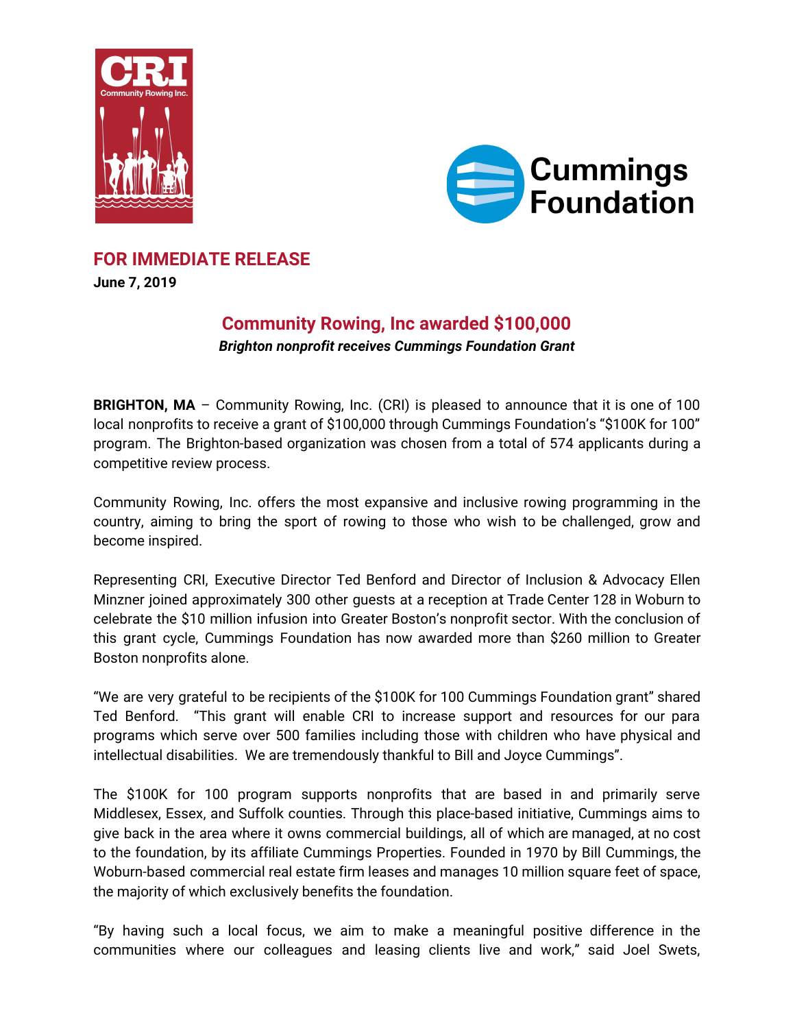**FOR IMMEDIATE RELEASE**
**June 7, 2019**

# Community Rowing, Inc awarded $100,000

***Brighton nonprofit receives Cummings Foundation Grant***

**BRIGHTON, MA** – Community Rowing, Inc. (CRI) is pleased to announce that it is one of 100 local nonprofits to receive a grant of $100,000 through Cummings Foundation's "$100K for 100" program. The Brighton-based organization was chosen from a total of 574 applicants during a competitive review process.

Community Rowing, Inc. offers the most expansive and inclusive rowing programming in the country, aiming to bring the sport of rowing to those who wish to be challenged, grow and become inspired.

Representing CRI, Executive Director Ted Benford and Director of Inclusion & Advocacy Ellen Minzner joined approximately 300 other guests at a reception at Trade Center 128 in Woburn to celebrate the $10 million infusion into Greater Boston's nonprofit sector. With the conclusion of this grant cycle, Cummings Foundation has now awarded more than $260 million to Greater Boston nonprofits alone.

"We are very grateful to be recipients of the $100K for 100 Cummings Foundation grant" shared Ted Benford. "This grant will enable CRI to increase support and resources for our para programs which serve over 500 families including those with children who have physical and intellectual disabilities. We are tremendously thankful to Bill and Joyce Cummings".

The $100K for 100 program supports nonprofits that are based in and primarily serve Middlesex, Essex, and Suffolk counties. Through this place-based initiative, Cummings aims to give back in the area where it owns commercial buildings, all of which are managed, at no cost to the foundation, by its affiliate Cummings Properties. Founded in 1970 by Bill Cummings, the Woburn-based commercial real estate firm leases and manages 10 million square feet of space, the majority of which exclusively benefits the foundation.

"By having such a local focus, we aim to make a meaningful positive difference in the communities where our colleagues and leasing clients live and work," said Joel Swets,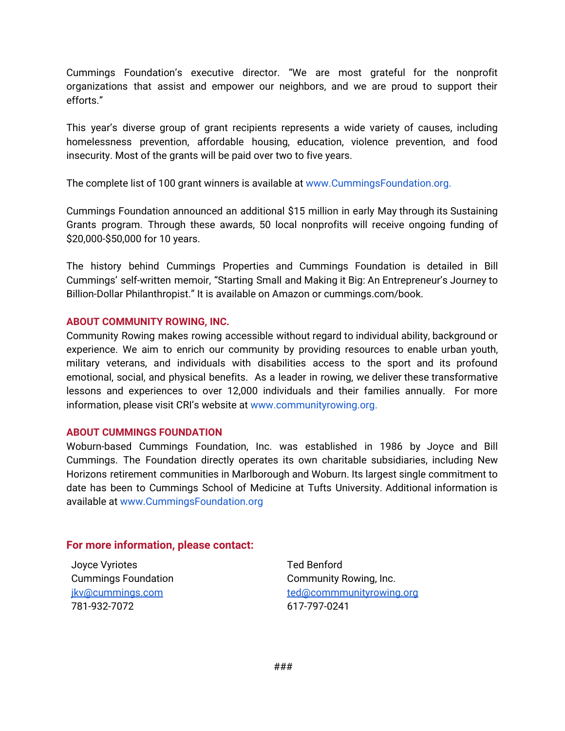Cummings Foundation's executive director. "We are most grateful for the nonprofit organizations that assist and empower our neighbors, and we are proud to support their efforts."

This year's diverse group of grant recipients represents a wide variety of causes, including homelessness prevention, affordable housing, education, violence prevention, and food insecurity. Most of the grants will be paid over two to five years.

The complete list of 100 grant winners is available at www.CummingsFoundation.org.

Cummings Foundation announced an additional $15 million in early May through its Sustaining Grants program. Through these awards, 50 local nonprofits will receive ongoing funding of $20,000-$50,000 for 10 years.

The history behind Cummings Properties and Cummings Foundation is detailed in Bill Cummings' self-written memoir, "Starting Small and Making it Big: An Entrepreneur's Journey to Billion-Dollar Philanthropist." It is available on Amazon or cummings.com/book.

**ABOUT COMMUNITY ROWING, INC.**

Community Rowing makes rowing accessible without regard to individual ability, background or experience. We aim to enrich our community by providing resources to enable urban youth, military veterans, and individuals with disabilities access to the sport and its profound emotional, social, and physical benefits. As a leader in rowing, we deliver these transformative lessons and experiences to over 12,000 individuals and their families annually. For more information, please visit CRI's website at www.communityrowing.org.

**ABOUT CUMMINGS FOUNDATION**

Woburn-based Cummings Foundation, Inc. was established in 1986 by Joyce and Bill Cummings. The Foundation directly operates its own charitable subsidiaries, including New Horizons retirement communities in Marlborough and Woburn. Its largest single commitment to date has been to Cummings School of Medicine at Tufts University. Additional information is available at www.CummingsFoundation.org

**For more information, please contact:**

Joyce Vyriotes
Cummings Foundation
jkv@cummings.com
781-932-7072

Ted Benford
Community Rowing, Inc.
ted@commmunityrowing.org
617-797-0241

###